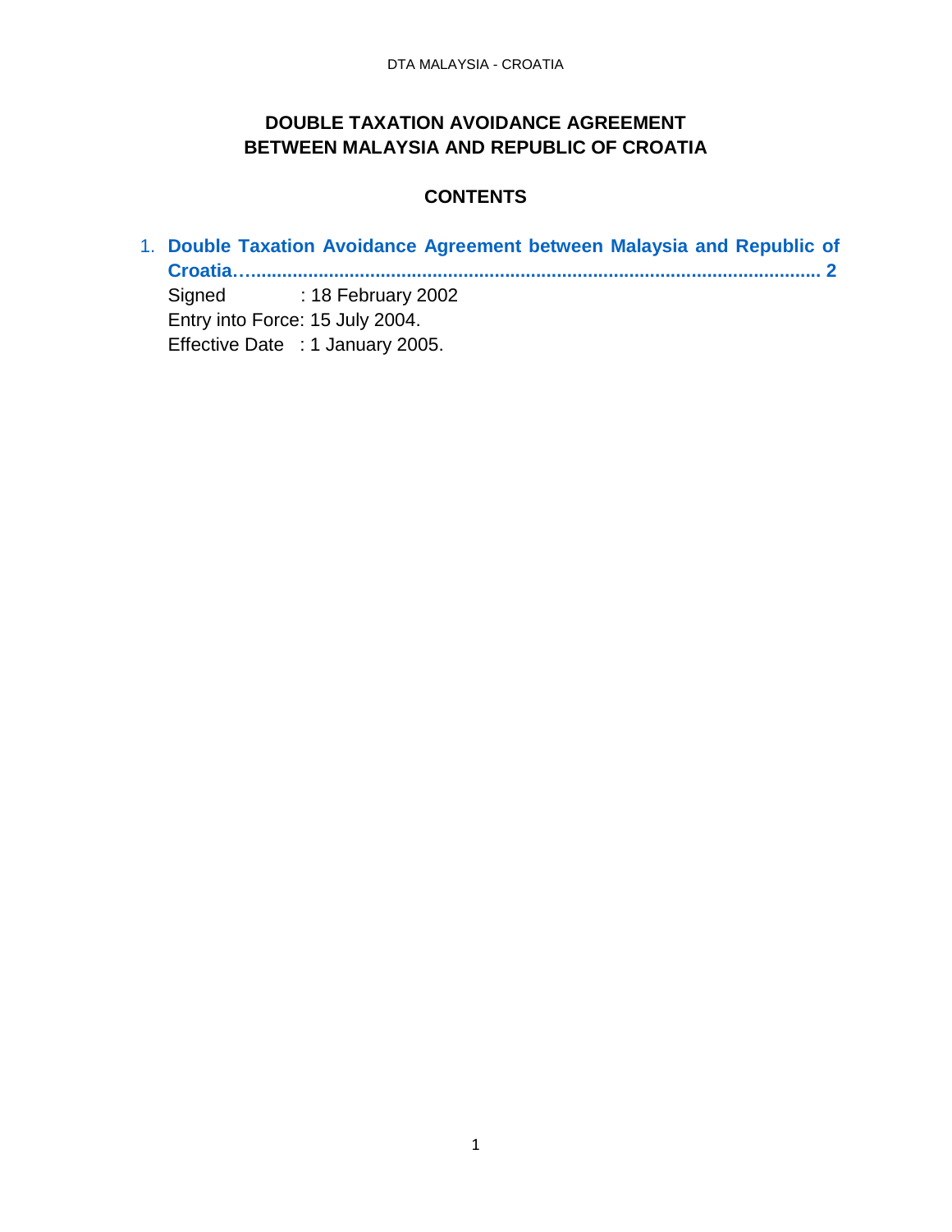# DOUBLE TAXATION AVOIDANCE AGREEMENT BETWEEN MALAYSIA AND REPUBLIC OF CROATIA

## CONTENTS

1. **Double Taxation Avoidance Agreement between Malaysia and Republic of Croatia……………………………………………………………………………………………… 2**
   Signed : 18 February 2002
   Entry into Force: 15 July 2004.
   Effective Date : 1 January 2005.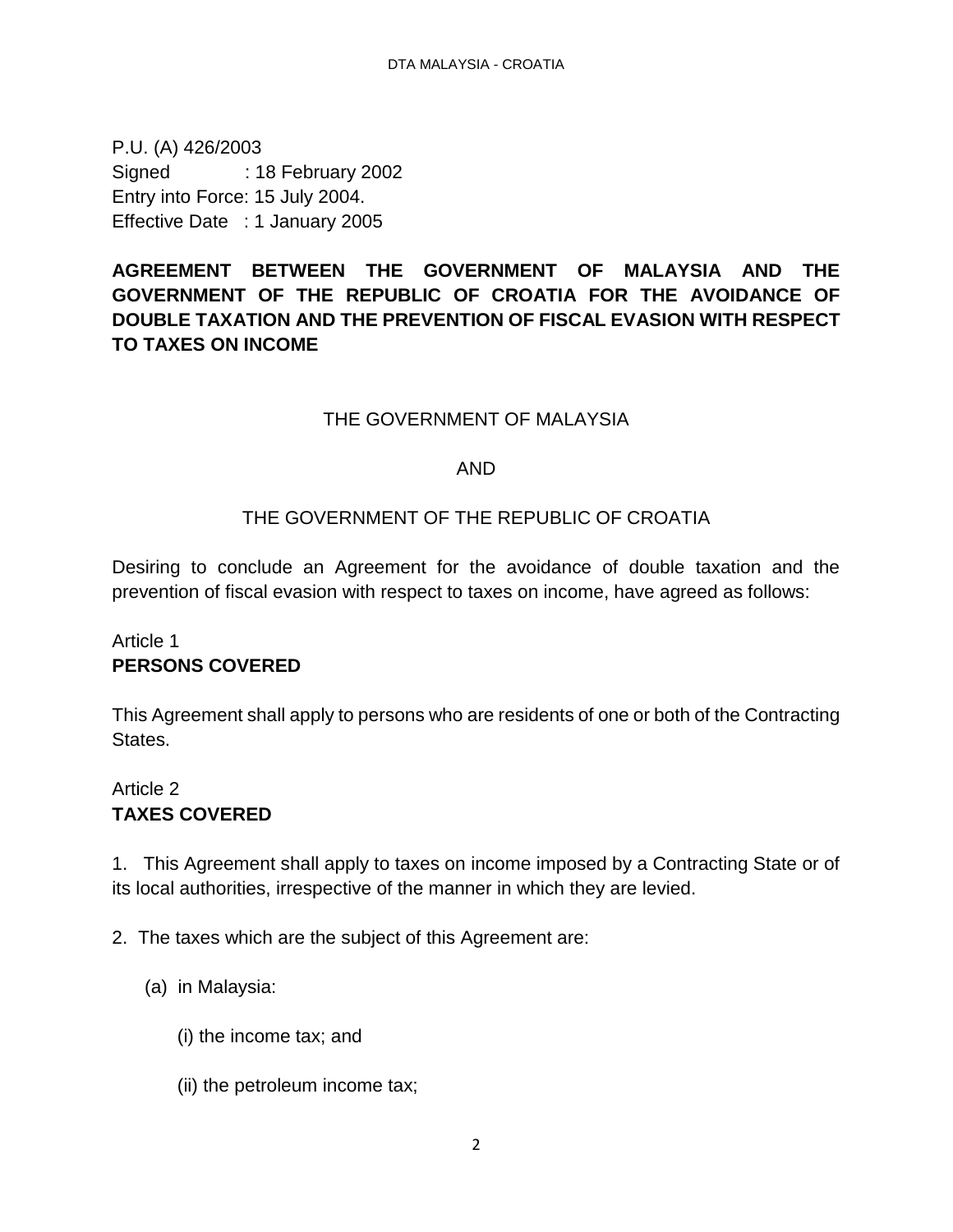P.U. (A) 426/2003
Signed : 18 February 2002
Entry into Force: 15 July 2004.
Effective Date : 1 January 2005

**AGREEMENT BETWEEN THE GOVERNMENT OF MALAYSIA AND THE GOVERNMENT OF THE REPUBLIC OF CROATIA FOR THE AVOIDANCE OF DOUBLE TAXATION AND THE PREVENTION OF FISCAL EVASION WITH RESPECT TO TAXES ON INCOME**

THE GOVERNMENT OF MALAYSIA

AND

THE GOVERNMENT OF THE REPUBLIC OF CROATIA

Desiring to conclude an Agreement for the avoidance of double taxation and the prevention of fiscal evasion with respect to taxes on income, have agreed as follows:

Article 1
**PERSONS COVERED**

This Agreement shall apply to persons who are residents of one or both of the Contracting States.

Article 2
**TAXES COVERED**

1. This Agreement shall apply to taxes on income imposed by a Contracting State or of its local authorities, irrespective of the manner in which they are levied.

2. The taxes which are the subject of this Agreement are:

(a) in Malaysia:

(i) the income tax; and

(ii) the petroleum income tax;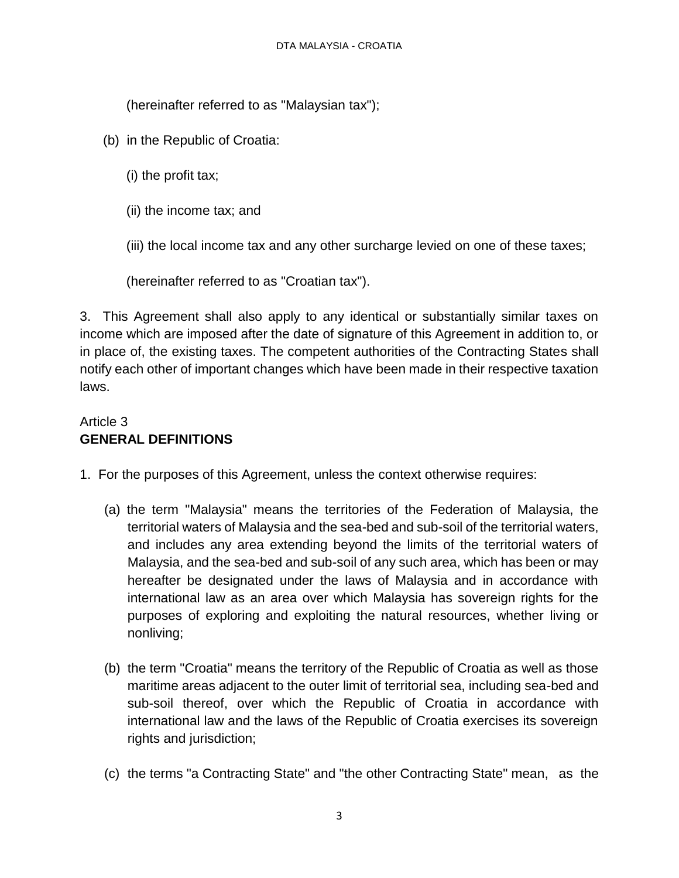(hereinafter referred to as "Malaysian tax");

(b) in the Republic of Croatia:

(i) the profit tax;

(ii) the income tax; and

(iii) the local income tax and any other surcharge levied on one of these taxes;

(hereinafter referred to as "Croatian tax").

3. This Agreement shall also apply to any identical or substantially similar taxes on income which are imposed after the date of signature of this Agreement in addition to, or in place of, the existing taxes. The competent authorities of the Contracting States shall notify each other of important changes which have been made in their respective taxation laws.

## Article 3
## **GENERAL DEFINITIONS**

1. For the purposes of this Agreement, unless the context otherwise requires:

(a) the term "Malaysia" means the territories of the Federation of Malaysia, the territorial waters of Malaysia and the sea-bed and sub-soil of the territorial waters, and includes any area extending beyond the limits of the territorial waters of Malaysia, and the sea-bed and sub-soil of any such area, which has been or may hereafter be designated under the laws of Malaysia and in accordance with international law as an area over which Malaysia has sovereign rights for the purposes of exploring and exploiting the natural resources, whether living or nonliving;

(b) the term "Croatia" means the territory of the Republic of Croatia as well as those maritime areas adjacent to the outer limit of territorial sea, including sea-bed and sub-soil thereof, over which the Republic of Croatia in accordance with international law and the laws of the Republic of Croatia exercises its sovereign rights and jurisdiction;

(c) the terms "a Contracting State" and "the other Contracting State" mean, as the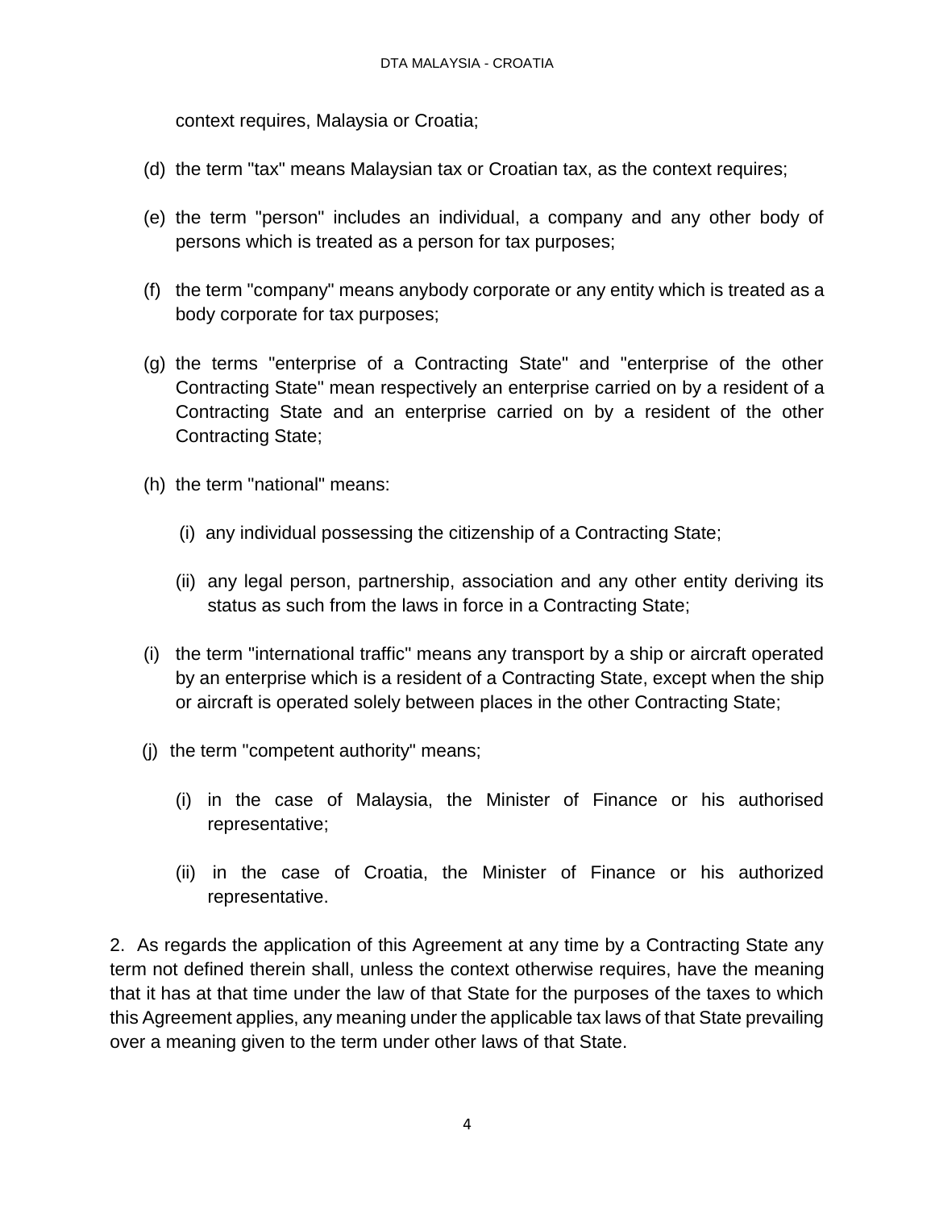context requires, Malaysia or Croatia;

(d) the term "tax" means Malaysian tax or Croatian tax, as the context requires;

(e) the term "person" includes an individual, a company and any other body of persons which is treated as a person for tax purposes;

(f) the term "company" means anybody corporate or any entity which is treated as a body corporate for tax purposes;

(g) the terms "enterprise of a Contracting State" and "enterprise of the other Contracting State" mean respectively an enterprise carried on by a resident of a Contracting State and an enterprise carried on by a resident of the other Contracting State;

(h) the term "national" means:

  (i) any individual possessing the citizenship of a Contracting State;

  (ii) any legal person, partnership, association and any other entity deriving its status as such from the laws in force in a Contracting State;

(i) the term "international traffic" means any transport by a ship or aircraft operated by an enterprise which is a resident of a Contracting State, except when the ship or aircraft is operated solely between places in the other Contracting State;

(j) the term "competent authority" means;

  (i) in the case of Malaysia, the Minister of Finance or his authorised representative;

  (ii) in the case of Croatia, the Minister of Finance or his authorized representative.

2. As regards the application of this Agreement at any time by a Contracting State any term not defined therein shall, unless the context otherwise requires, have the meaning that it has at that time under the law of that State for the purposes of the taxes to which this Agreement applies, any meaning under the applicable tax laws of that State prevailing over a meaning given to the term under other laws of that State.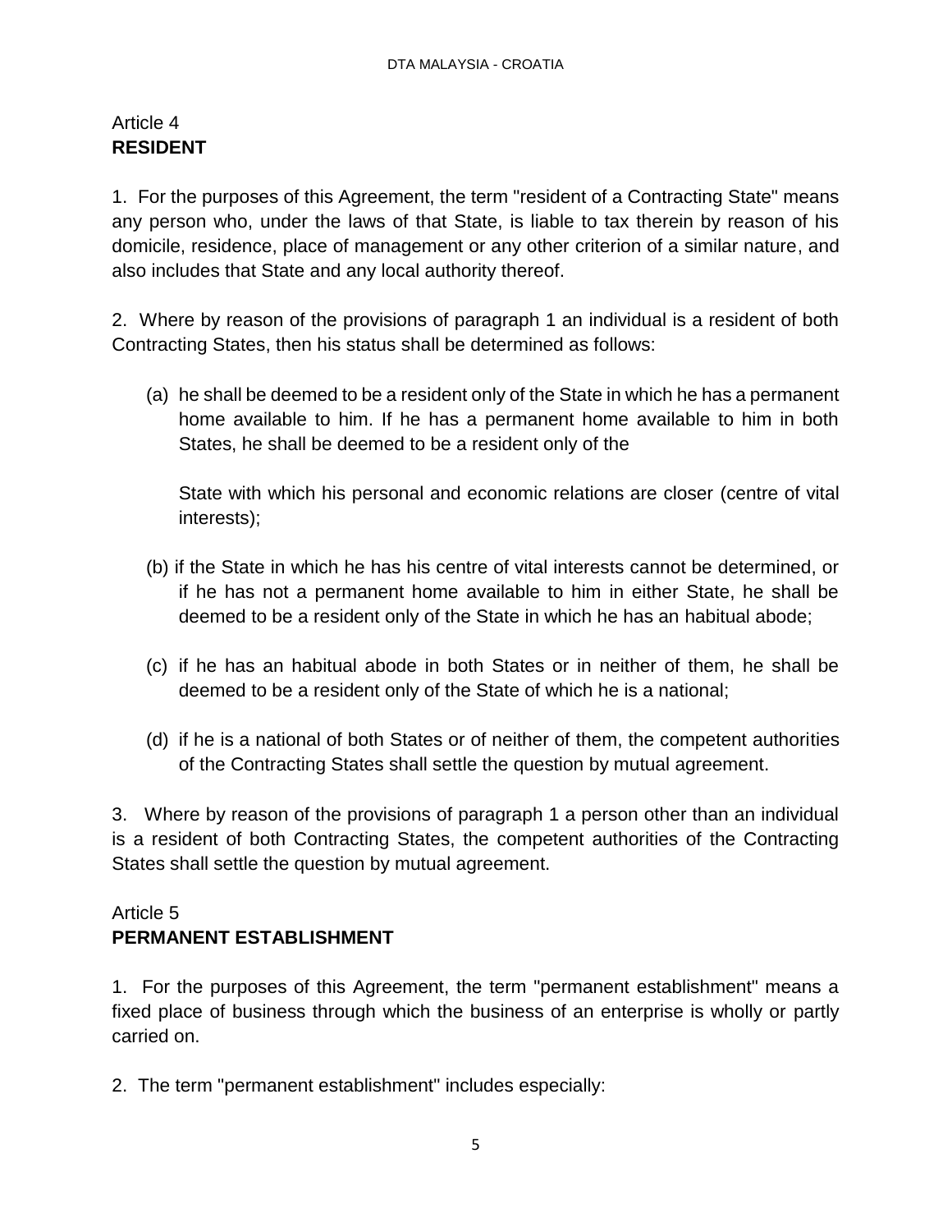## Article 4
## **RESIDENT**

1. For the purposes of this Agreement, the term "resident of a Contracting State" means any person who, under the laws of that State, is liable to tax therein by reason of his domicile, residence, place of management or any other criterion of a similar nature, and also includes that State and any local authority thereof.

2. Where by reason of the provisions of paragraph 1 an individual is a resident of both Contracting States, then his status shall be determined as follows:

(a) he shall be deemed to be a resident only of the State in which he has a permanent home available to him. If he has a permanent home available to him in both States, he shall be deemed to be a resident only of the

State with which his personal and economic relations are closer (centre of vital interests);

(b) if the State in which he has his centre of vital interests cannot be determined, or if he has not a permanent home available to him in either State, he shall be deemed to be a resident only of the State in which he has an habitual abode;

(c) if he has an habitual abode in both States or in neither of them, he shall be deemed to be a resident only of the State of which he is a national;

(d) if he is a national of both States or of neither of them, the competent authorities of the Contracting States shall settle the question by mutual agreement.

3. Where by reason of the provisions of paragraph 1 a person other than an individual is a resident of both Contracting States, the competent authorities of the Contracting States shall settle the question by mutual agreement.

## Article 5
## **PERMANENT ESTABLISHMENT**

1. For the purposes of this Agreement, the term "permanent establishment" means a fixed place of business through which the business of an enterprise is wholly or partly carried on.

2. The term "permanent establishment" includes especially: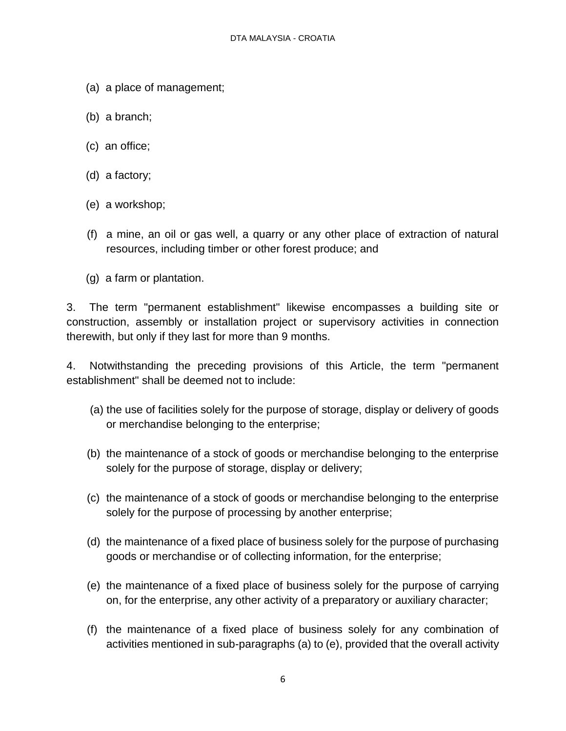(a) a place of management;

(b) a branch;

(c) an office;

(d) a factory;

(e) a workshop;

(f) a mine, an oil or gas well, a quarry or any other place of extraction of natural resources, including timber or other forest produce; and

(g) a farm or plantation.

3. The term "permanent establishment" likewise encompasses a building site or construction, assembly or installation project or supervisory activities in connection therewith, but only if they last for more than 9 months.

4. Notwithstanding the preceding provisions of this Article, the term "permanent establishment" shall be deemed not to include:

(a) the use of facilities solely for the purpose of storage, display or delivery of goods or merchandise belonging to the enterprise;

(b) the maintenance of a stock of goods or merchandise belonging to the enterprise solely for the purpose of storage, display or delivery;

(c) the maintenance of a stock of goods or merchandise belonging to the enterprise solely for the purpose of processing by another enterprise;

(d) the maintenance of a fixed place of business solely for the purpose of purchasing goods or merchandise or of collecting information, for the enterprise;

(e) the maintenance of a fixed place of business solely for the purpose of carrying on, for the enterprise, any other activity of a preparatory or auxiliary character;

(f) the maintenance of a fixed place of business solely for any combination of activities mentioned in sub-paragraphs (a) to (e), provided that the overall activity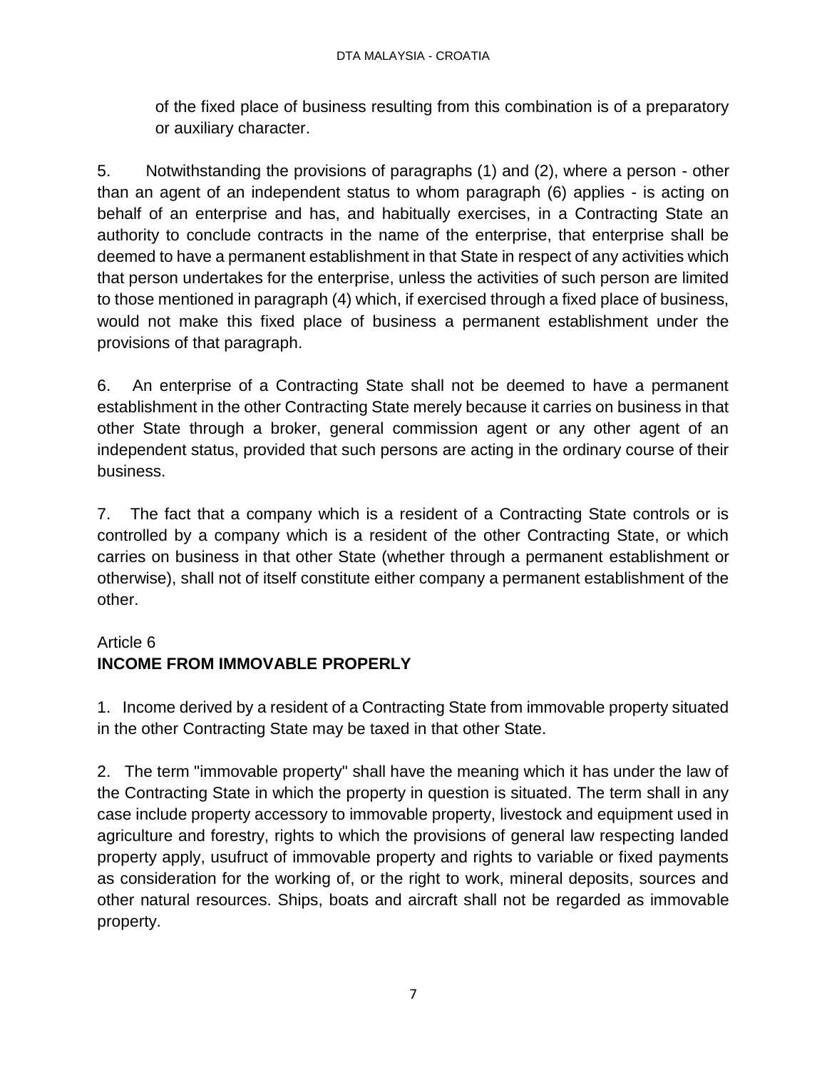of the fixed place of business resulting from this combination is of a preparatory or auxiliary character.

5. Notwithstanding the provisions of paragraphs (1) and (2), where a person - other than an agent of an independent status to whom paragraph (6) applies - is acting on behalf of an enterprise and has, and habitually exercises, in a Contracting State an authority to conclude contracts in the name of the enterprise, that enterprise shall be deemed to have a permanent establishment in that State in respect of any activities which that person undertakes for the enterprise, unless the activities of such person are limited to those mentioned in paragraph (4) which, if exercised through a fixed place of business, would not make this fixed place of business a permanent establishment under the provisions of that paragraph.

6. An enterprise of a Contracting State shall not be deemed to have a permanent establishment in the other Contracting State merely because it carries on business in that other State through a broker, general commission agent or any other agent of an independent status, provided that such persons are acting in the ordinary course of their business.

7. The fact that a company which is a resident of a Contracting State controls or is controlled by a company which is a resident of the other Contracting State, or which carries on business in that other State (whether through a permanent establishment or otherwise), shall not of itself constitute either company a permanent establishment of the other.

## Article 6
## **INCOME FROM IMMOVABLE PROPERLY**

1. Income derived by a resident of a Contracting State from immovable property situated in the other Contracting State may be taxed in that other State.

2. The term "immovable property" shall have the meaning which it has under the law of the Contracting State in which the property in question is situated. The term shall in any case include property accessory to immovable property, livestock and equipment used in agriculture and forestry, rights to which the provisions of general law respecting landed property apply, usufruct of immovable property and rights to variable or fixed payments as consideration for the working of, or the right to work, mineral deposits, sources and other natural resources. Ships, boats and aircraft shall not be regarded as immovable property.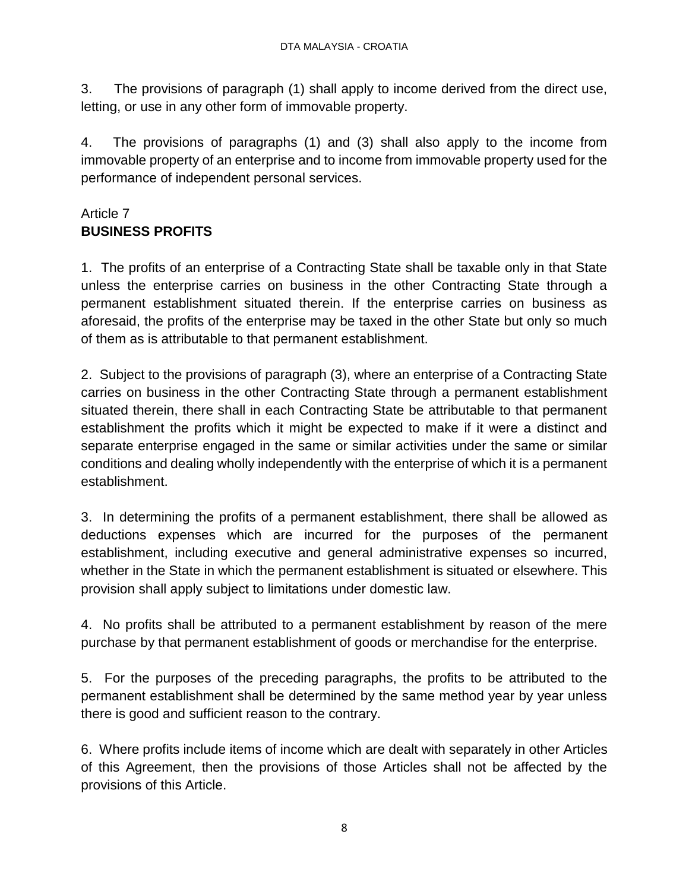3. The provisions of paragraph (1) shall apply to income derived from the direct use, letting, or use in any other form of immovable property.

4. The provisions of paragraphs (1) and (3) shall also apply to the income from immovable property of an enterprise and to income from immovable property used for the performance of independent personal services.

## Article 7
## BUSINESS PROFITS

1. The profits of an enterprise of a Contracting State shall be taxable only in that State unless the enterprise carries on business in the other Contracting State through a permanent establishment situated therein. If the enterprise carries on business as aforesaid, the profits of the enterprise may be taxed in the other State but only so much of them as is attributable to that permanent establishment.

2. Subject to the provisions of paragraph (3), where an enterprise of a Contracting State carries on business in the other Contracting State through a permanent establishment situated therein, there shall in each Contracting State be attributable to that permanent establishment the profits which it might be expected to make if it were a distinct and separate enterprise engaged in the same or similar activities under the same or similar conditions and dealing wholly independently with the enterprise of which it is a permanent establishment.

3. In determining the profits of a permanent establishment, there shall be allowed as deductions expenses which are incurred for the purposes of the permanent establishment, including executive and general administrative expenses so incurred, whether in the State in which the permanent establishment is situated or elsewhere. This provision shall apply subject to limitations under domestic law.

4. No profits shall be attributed to a permanent establishment by reason of the mere purchase by that permanent establishment of goods or merchandise for the enterprise.

5. For the purposes of the preceding paragraphs, the profits to be attributed to the permanent establishment shall be determined by the same method year by year unless there is good and sufficient reason to the contrary.

6. Where profits include items of income which are dealt with separately in other Articles of this Agreement, then the provisions of those Articles shall not be affected by the provisions of this Article.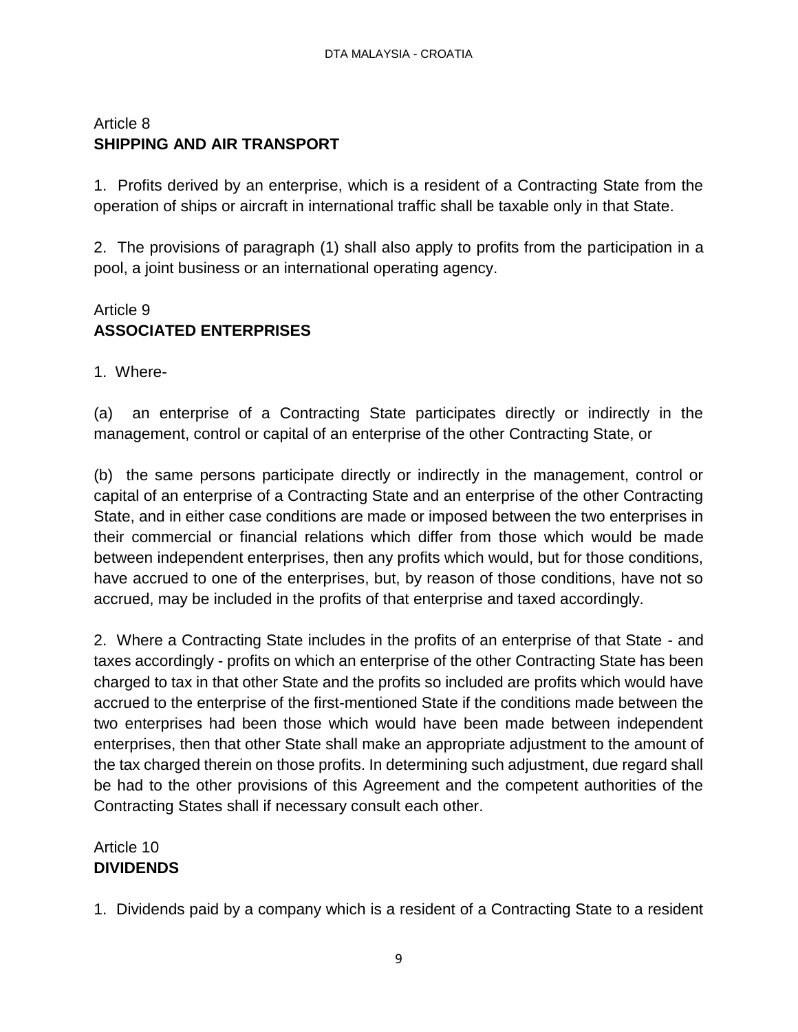## Article 8
## SHIPPING AND AIR TRANSPORT

1. Profits derived by an enterprise, which is a resident of a Contracting State from the operation of ships or aircraft in international traffic shall be taxable only in that State.

2. The provisions of paragraph (1) shall also apply to profits from the participation in a pool, a joint business or an international operating agency.

## Article 9
## ASSOCIATED ENTERPRISES

1. Where-

(a) an enterprise of a Contracting State participates directly or indirectly in the management, control or capital of an enterprise of the other Contracting State, or

(b) the same persons participate directly or indirectly in the management, control or capital of an enterprise of a Contracting State and an enterprise of the other Contracting State, and in either case conditions are made or imposed between the two enterprises in their commercial or financial relations which differ from those which would be made between independent enterprises, then any profits which would, but for those conditions, have accrued to one of the enterprises, but, by reason of those conditions, have not so accrued, may be included in the profits of that enterprise and taxed accordingly.

2. Where a Contracting State includes in the profits of an enterprise of that State - and taxes accordingly - profits on which an enterprise of the other Contracting State has been charged to tax in that other State and the profits so included are profits which would have accrued to the enterprise of the first-mentioned State if the conditions made between the two enterprises had been those which would have been made between independent enterprises, then that other State shall make an appropriate adjustment to the amount of the tax charged therein on those profits. In determining such adjustment, due regard shall be had to the other provisions of this Agreement and the competent authorities of the Contracting States shall if necessary consult each other.

## Article 10
## DIVIDENDS

1. Dividends paid by a company which is a resident of a Contracting State to a resident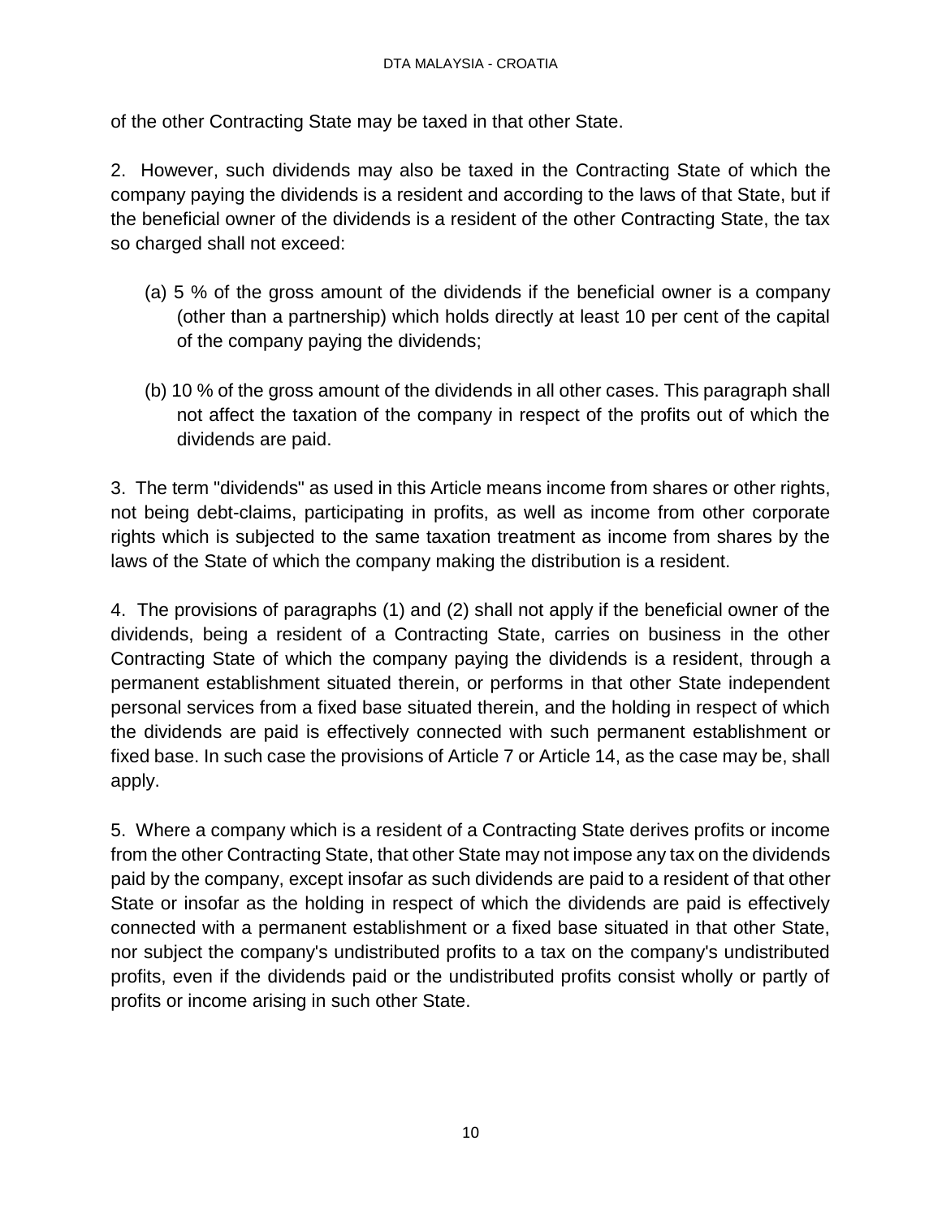of the other Contracting State may be taxed in that other State.

2. However, such dividends may also be taxed in the Contracting State of which the company paying the dividends is a resident and according to the laws of that State, but if the beneficial owner of the dividends is a resident of the other Contracting State, the tax so charged shall not exceed:

(a) 5 % of the gross amount of the dividends if the beneficial owner is a company (other than a partnership) which holds directly at least 10 per cent of the capital of the company paying the dividends;

(b) 10 % of the gross amount of the dividends in all other cases. This paragraph shall not affect the taxation of the company in respect of the profits out of which the dividends are paid.

3. The term "dividends" as used in this Article means income from shares or other rights, not being debt-claims, participating in profits, as well as income from other corporate rights which is subjected to the same taxation treatment as income from shares by the laws of the State of which the company making the distribution is a resident.

4. The provisions of paragraphs (1) and (2) shall not apply if the beneficial owner of the dividends, being a resident of a Contracting State, carries on business in the other Contracting State of which the company paying the dividends is a resident, through a permanent establishment situated therein, or performs in that other State independent personal services from a fixed base situated therein, and the holding in respect of which the dividends are paid is effectively connected with such permanent establishment or fixed base. In such case the provisions of Article 7 or Article 14, as the case may be, shall apply.

5. Where a company which is a resident of a Contracting State derives profits or income from the other Contracting State, that other State may not impose any tax on the dividends paid by the company, except insofar as such dividends are paid to a resident of that other State or insofar as the holding in respect of which the dividends are paid is effectively connected with a permanent establishment or a fixed base situated in that other State, nor subject the company's undistributed profits to a tax on the company's undistributed profits, even if the dividends paid or the undistributed profits consist wholly or partly of profits or income arising in such other State.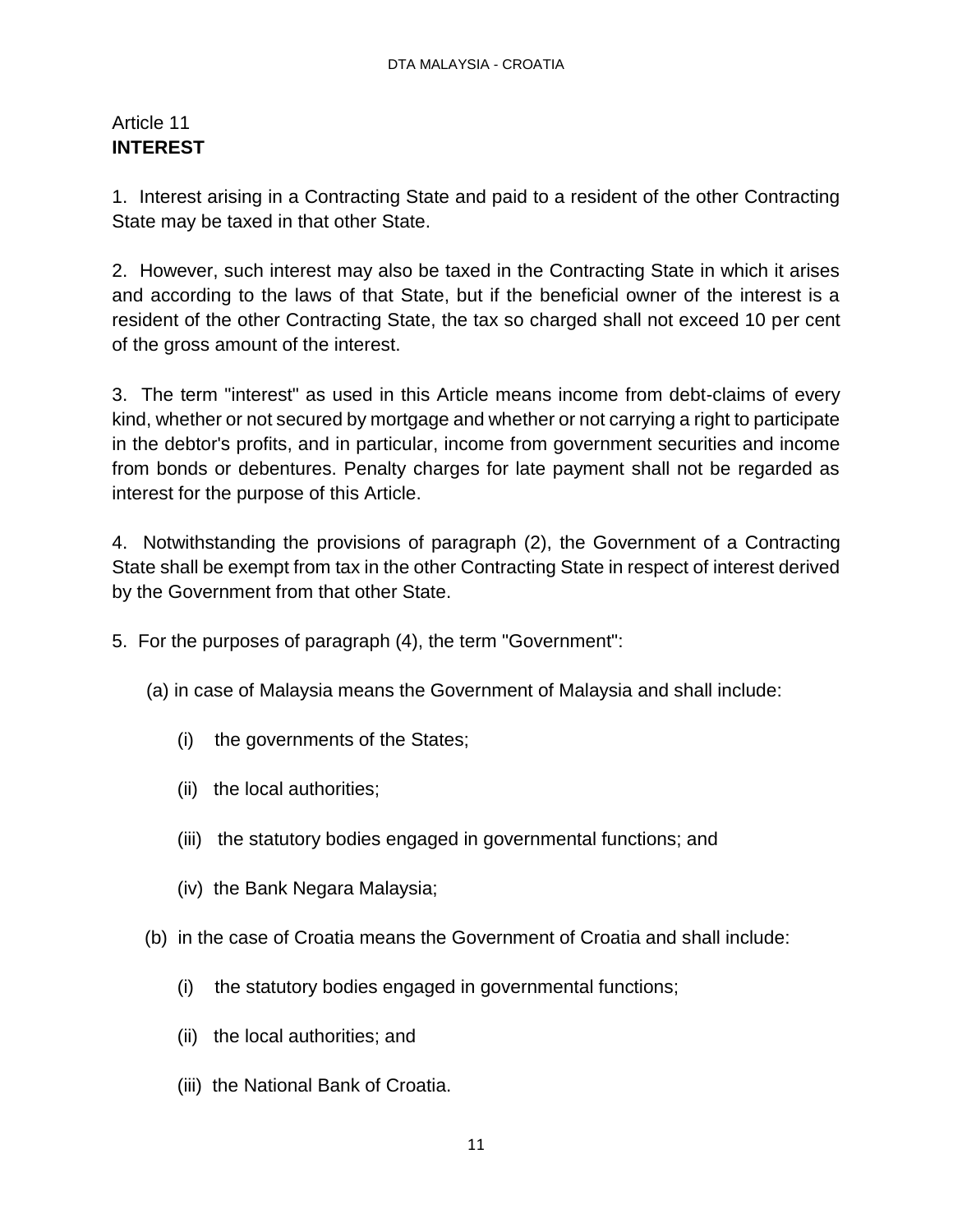Article 11
**INTEREST**

1. Interest arising in a Contracting State and paid to a resident of the other Contracting State may be taxed in that other State.

2. However, such interest may also be taxed in the Contracting State in which it arises and according to the laws of that State, but if the beneficial owner of the interest is a resident of the other Contracting State, the tax so charged shall not exceed 10 per cent of the gross amount of the interest.

3. The term "interest" as used in this Article means income from debt-claims of every kind, whether or not secured by mortgage and whether or not carrying a right to participate in the debtor's profits, and in particular, income from government securities and income from bonds or debentures. Penalty charges for late payment shall not be regarded as interest for the purpose of this Article.

4. Notwithstanding the provisions of paragraph (2), the Government of a Contracting State shall be exempt from tax in the other Contracting State in respect of interest derived by the Government from that other State.

5. For the purposes of paragraph (4), the term "Government":

(a) in case of Malaysia means the Government of Malaysia and shall include:

(i) the governments of the States;

(ii) the local authorities;

(iii) the statutory bodies engaged in governmental functions; and

(iv) the Bank Negara Malaysia;

(b) in the case of Croatia means the Government of Croatia and shall include:

(i) the statutory bodies engaged in governmental functions;

(ii) the local authorities; and

(iii) the National Bank of Croatia.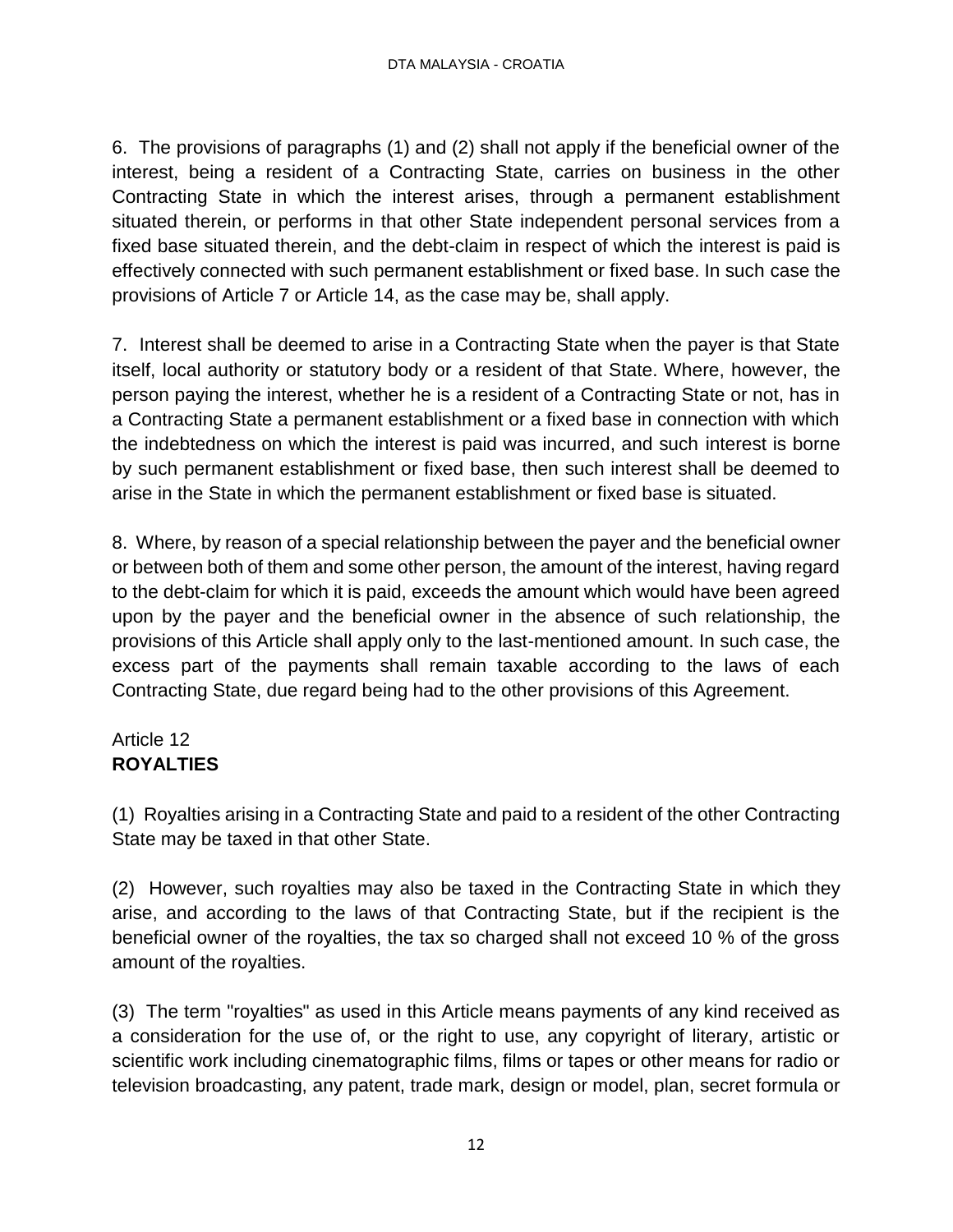6. The provisions of paragraphs (1) and (2) shall not apply if the beneficial owner of the interest, being a resident of a Contracting State, carries on business in the other Contracting State in which the interest arises, through a permanent establishment situated therein, or performs in that other State independent personal services from a fixed base situated therein, and the debt-claim in respect of which the interest is paid is effectively connected with such permanent establishment or fixed base. In such case the provisions of Article 7 or Article 14, as the case may be, shall apply.

7. Interest shall be deemed to arise in a Contracting State when the payer is that State itself, local authority or statutory body or a resident of that State. Where, however, the person paying the interest, whether he is a resident of a Contracting State or not, has in a Contracting State a permanent establishment or a fixed base in connection with which the indebtedness on which the interest is paid was incurred, and such interest is borne by such permanent establishment or fixed base, then such interest shall be deemed to arise in the State in which the permanent establishment or fixed base is situated.

8. Where, by reason of a special relationship between the payer and the beneficial owner or between both of them and some other person, the amount of the interest, having regard to the debt-claim for which it is paid, exceeds the amount which would have been agreed upon by the payer and the beneficial owner in the absence of such relationship, the provisions of this Article shall apply only to the last-mentioned amount. In such case, the excess part of the payments shall remain taxable according to the laws of each Contracting State, due regard being had to the other provisions of this Agreement.

## Article 12
**ROYALTIES**

(1) Royalties arising in a Contracting State and paid to a resident of the other Contracting State may be taxed in that other State.

(2) However, such royalties may also be taxed in the Contracting State in which they arise, and according to the laws of that Contracting State, but if the recipient is the beneficial owner of the royalties, the tax so charged shall not exceed 10 % of the gross amount of the royalties.

(3) The term "royalties" as used in this Article means payments of any kind received as a consideration for the use of, or the right to use, any copyright of literary, artistic or scientific work including cinematographic films, films or tapes or other means for radio or television broadcasting, any patent, trade mark, design or model, plan, secret formula or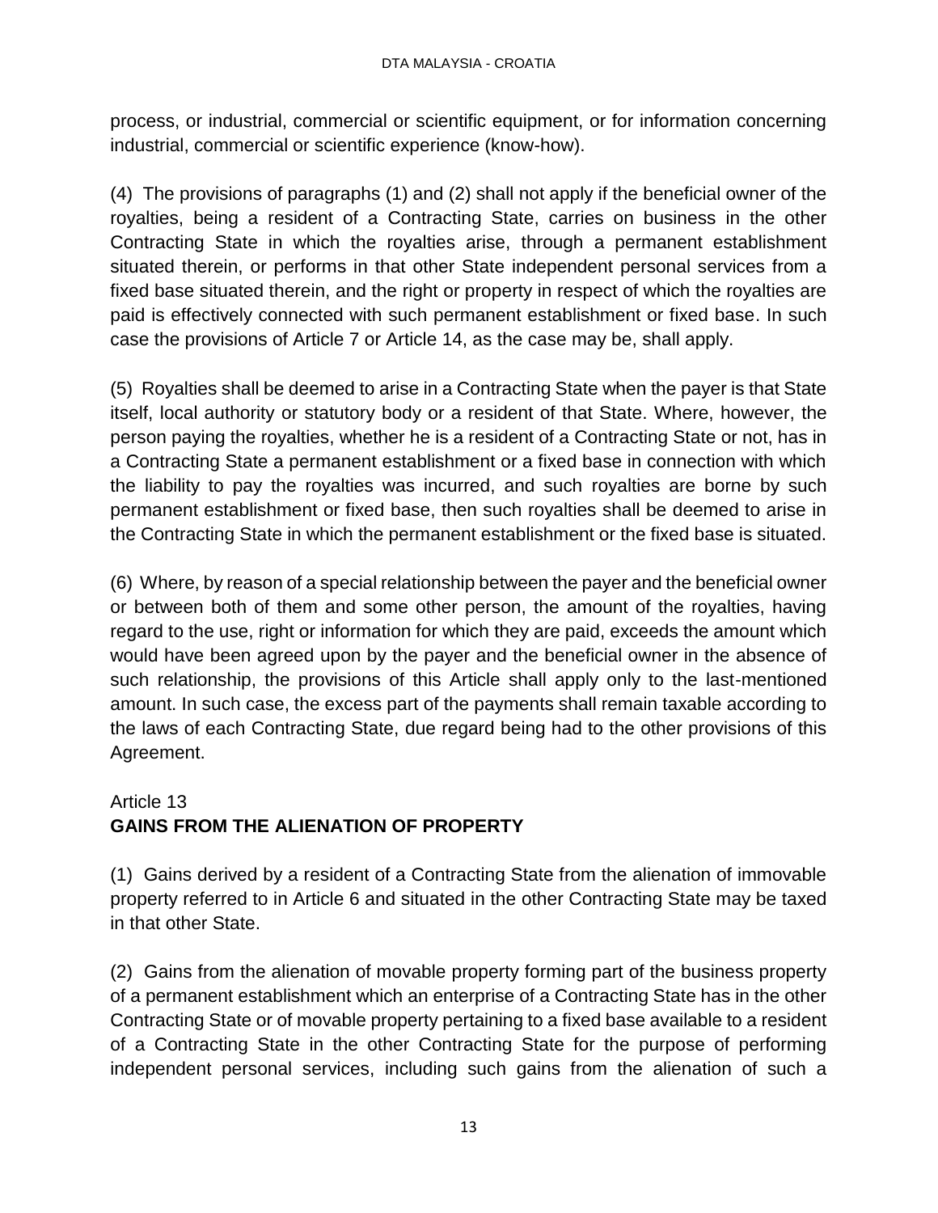process, or industrial, commercial or scientific equipment, or for information concerning industrial, commercial or scientific experience (know-how).

(4) The provisions of paragraphs (1) and (2) shall not apply if the beneficial owner of the royalties, being a resident of a Contracting State, carries on business in the other Contracting State in which the royalties arise, through a permanent establishment situated therein, or performs in that other State independent personal services from a fixed base situated therein, and the right or property in respect of which the royalties are paid is effectively connected with such permanent establishment or fixed base. In such case the provisions of Article 7 or Article 14, as the case may be, shall apply.

(5) Royalties shall be deemed to arise in a Contracting State when the payer is that State itself, local authority or statutory body or a resident of that State. Where, however, the person paying the royalties, whether he is a resident of a Contracting State or not, has in a Contracting State a permanent establishment or a fixed base in connection with which the liability to pay the royalties was incurred, and such royalties are borne by such permanent establishment or fixed base, then such royalties shall be deemed to arise in the Contracting State in which the permanent establishment or the fixed base is situated.

(6) Where, by reason of a special relationship between the payer and the beneficial owner or between both of them and some other person, the amount of the royalties, having regard to the use, right or information for which they are paid, exceeds the amount which would have been agreed upon by the payer and the beneficial owner in the absence of such relationship, the provisions of this Article shall apply only to the last-mentioned amount. In such case, the excess part of the payments shall remain taxable according to the laws of each Contracting State, due regard being had to the other provisions of this Agreement.

## Article 13
## **GAINS FROM THE ALIENATION OF PROPERTY**

(1) Gains derived by a resident of a Contracting State from the alienation of immovable property referred to in Article 6 and situated in the other Contracting State may be taxed in that other State.

(2) Gains from the alienation of movable property forming part of the business property of a permanent establishment which an enterprise of a Contracting State has in the other Contracting State or of movable property pertaining to a fixed base available to a resident of a Contracting State in the other Contracting State for the purpose of performing independent personal services, including such gains from the alienation of such a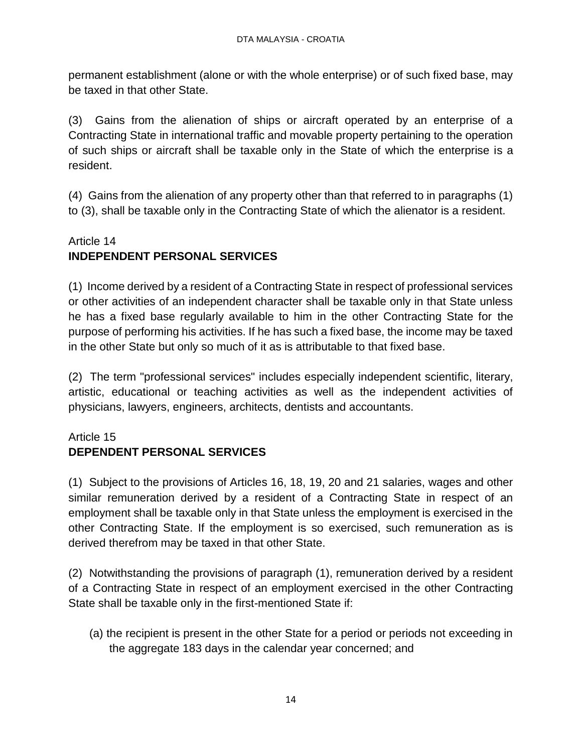permanent establishment (alone or with the whole enterprise) or of such fixed base, may be taxed in that other State.

(3) Gains from the alienation of ships or aircraft operated by an enterprise of a Contracting State in international traffic and movable property pertaining to the operation of such ships or aircraft shall be taxable only in the State of which the enterprise is a resident.

(4) Gains from the alienation of any property other than that referred to in paragraphs (1) to (3), shall be taxable only in the Contracting State of which the alienator is a resident.

Article 14
**INDEPENDENT PERSONAL SERVICES**

(1) Income derived by a resident of a Contracting State in respect of professional services or other activities of an independent character shall be taxable only in that State unless he has a fixed base regularly available to him in the other Contracting State for the purpose of performing his activities. If he has such a fixed base, the income may be taxed in the other State but only so much of it as is attributable to that fixed base.

(2) The term "professional services" includes especially independent scientific, literary, artistic, educational or teaching activities as well as the independent activities of physicians, lawyers, engineers, architects, dentists and accountants.

Article 15
**DEPENDENT PERSONAL SERVICES**

(1) Subject to the provisions of Articles 16, 18, 19, 20 and 21 salaries, wages and other similar remuneration derived by a resident of a Contracting State in respect of an employment shall be taxable only in that State unless the employment is exercised in the other Contracting State. If the employment is so exercised, such remuneration as is derived therefrom may be taxed in that other State.

(2) Notwithstanding the provisions of paragraph (1), remuneration derived by a resident of a Contracting State in respect of an employment exercised in the other Contracting State shall be taxable only in the first-mentioned State if:

(a) the recipient is present in the other State for a period or periods not exceeding in the aggregate 183 days in the calendar year concerned; and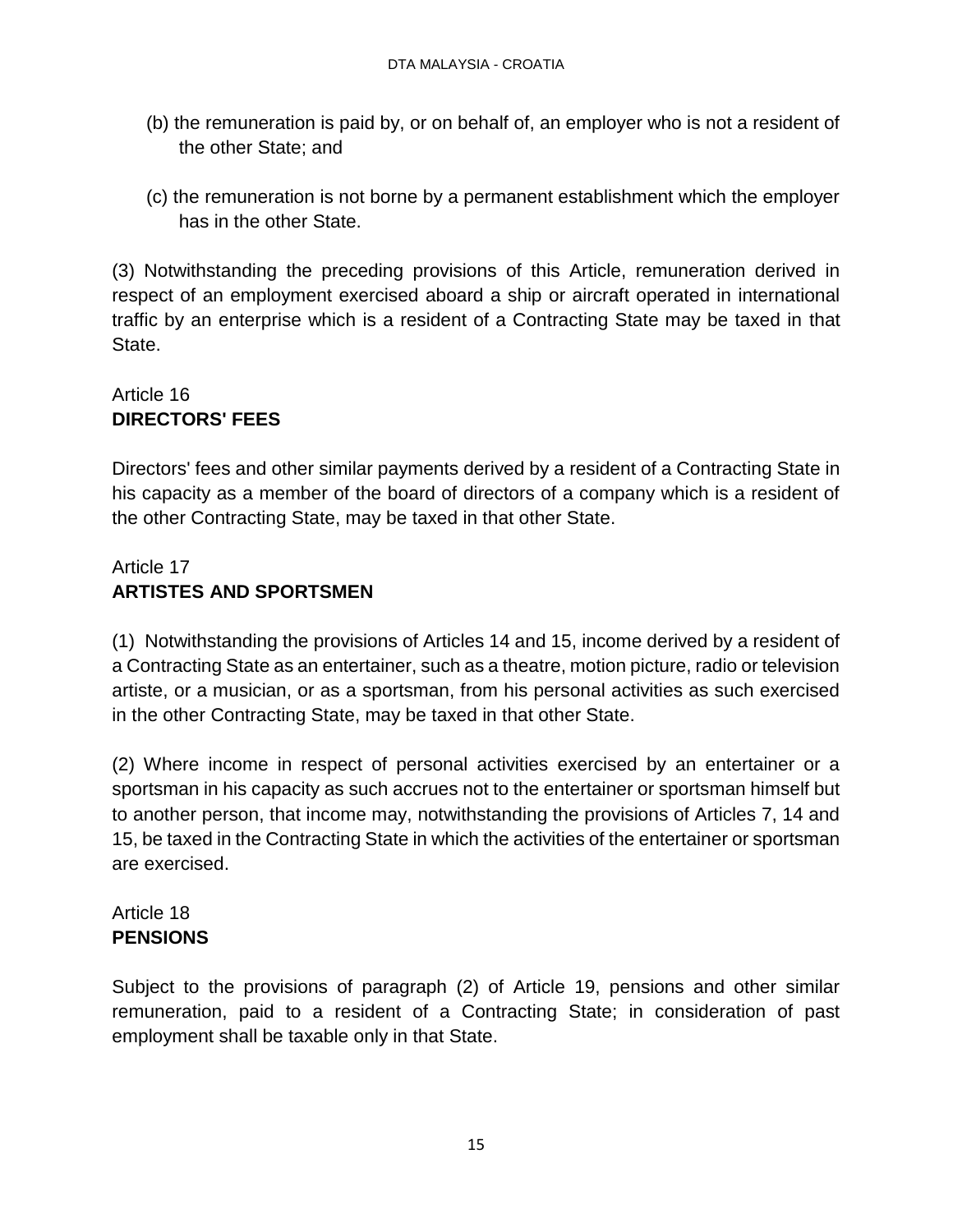(b) the remuneration is paid by, or on behalf of, an employer who is not a resident of the other State; and

(c) the remuneration is not borne by a permanent establishment which the employer has in the other State.

(3) Notwithstanding the preceding provisions of this Article, remuneration derived in respect of an employment exercised aboard a ship or aircraft operated in international traffic by an enterprise which is a resident of a Contracting State may be taxed in that State.

## Article 16
## **DIRECTORS' FEES**

Directors' fees and other similar payments derived by a resident of a Contracting State in his capacity as a member of the board of directors of a company which is a resident of the other Contracting State, may be taxed in that other State.

## Article 17
## **ARTISTES AND SPORTSMEN**

(1) Notwithstanding the provisions of Articles 14 and 15, income derived by a resident of a Contracting State as an entertainer, such as a theatre, motion picture, radio or television artiste, or a musician, or as a sportsman, from his personal activities as such exercised in the other Contracting State, may be taxed in that other State.

(2) Where income in respect of personal activities exercised by an entertainer or a sportsman in his capacity as such accrues not to the entertainer or sportsman himself but to another person, that income may, notwithstanding the provisions of Articles 7, 14 and 15, be taxed in the Contracting State in which the activities of the entertainer or sportsman are exercised.

## Article 18
## **PENSIONS**

Subject to the provisions of paragraph (2) of Article 19, pensions and other similar remuneration, paid to a resident of a Contracting State; in consideration of past employment shall be taxable only in that State.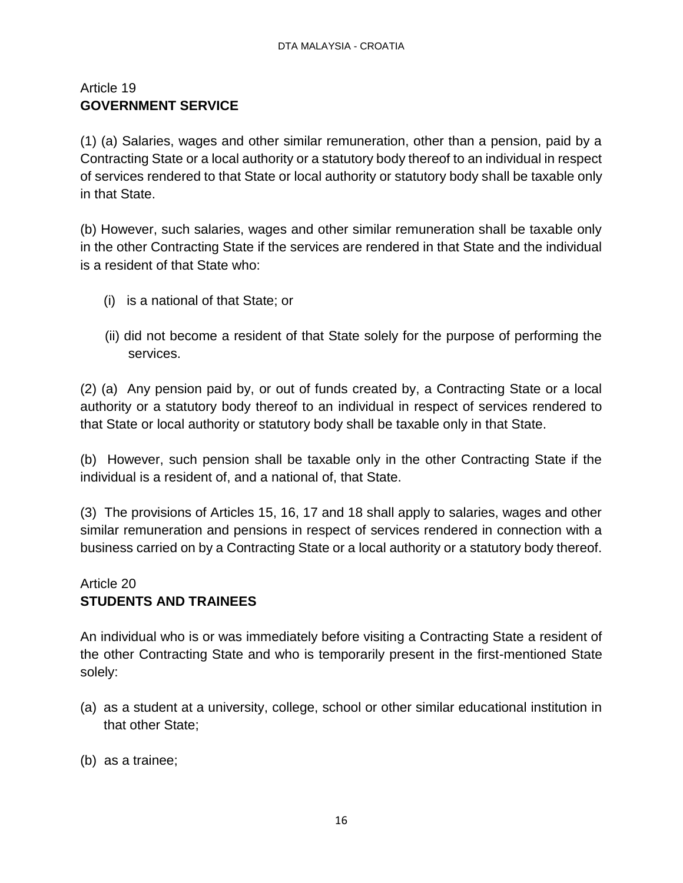## Article 19
## **GOVERNMENT SERVICE**

(1) (a) Salaries, wages and other similar remuneration, other than a pension, paid by a Contracting State or a local authority or a statutory body thereof to an individual in respect of services rendered to that State or local authority or statutory body shall be taxable only in that State.

(b) However, such salaries, wages and other similar remuneration shall be taxable only in the other Contracting State if the services are rendered in that State and the individual is a resident of that State who:

(i) is a national of that State; or

(ii) did not become a resident of that State solely for the purpose of performing the services.

(2) (a) Any pension paid by, or out of funds created by, a Contracting State or a local authority or a statutory body thereof to an individual in respect of services rendered to that State or local authority or statutory body shall be taxable only in that State.

(b) However, such pension shall be taxable only in the other Contracting State if the individual is a resident of, and a national of, that State.

(3) The provisions of Articles 15, 16, 17 and 18 shall apply to salaries, wages and other similar remuneration and pensions in respect of services rendered in connection with a business carried on by a Contracting State or a local authority or a statutory body thereof.

## Article 20
## **STUDENTS AND TRAINEES**

An individual who is or was immediately before visiting a Contracting State a resident of the other Contracting State and who is temporarily present in the first-mentioned State solely:

(a) as a student at a university, college, school or other similar educational institution in that other State;

(b) as a trainee;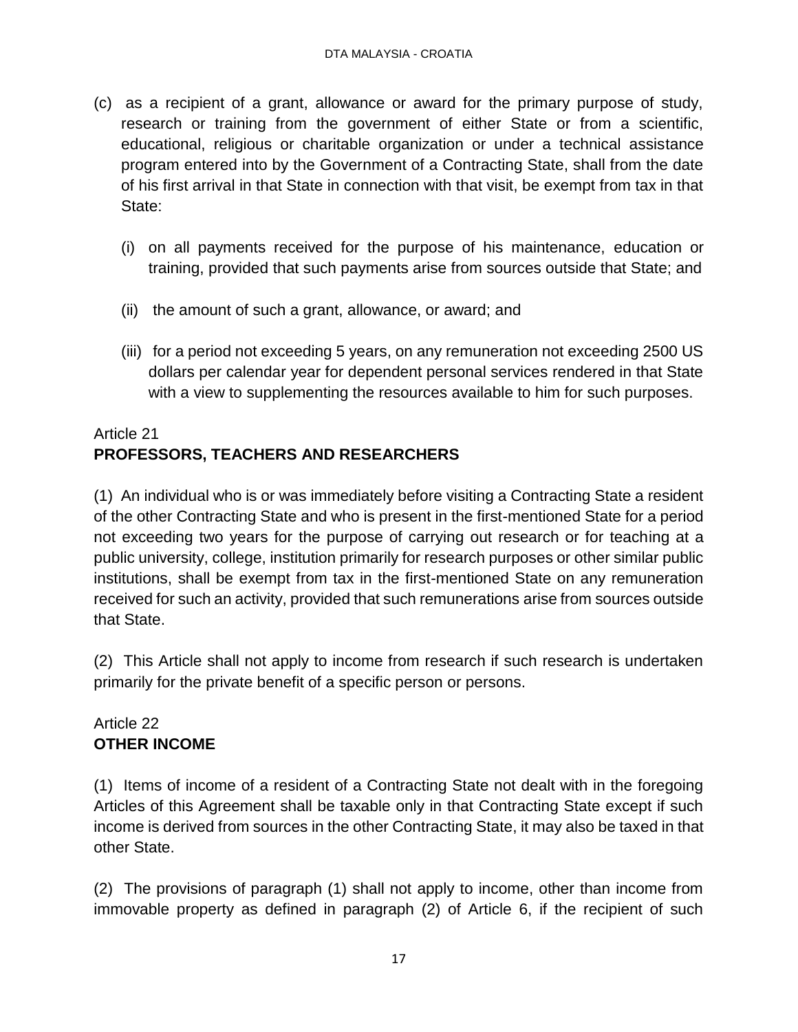(c) as a recipient of a grant, allowance or award for the primary purpose of study, research or training from the government of either State or from a scientific, educational, religious or charitable organization or under a technical assistance program entered into by the Government of a Contracting State, shall from the date of his first arrival in that State in connection with that visit, be exempt from tax in that State:

  (i) on all payments received for the purpose of his maintenance, education or training, provided that such payments arise from sources outside that State; and

  (ii) the amount of such a grant, allowance, or award; and

  (iii) for a period not exceeding 5 years, on any remuneration not exceeding 2500 US dollars per calendar year for dependent personal services rendered in that State with a view to supplementing the resources available to him for such purposes.

## Article 21
## **PROFESSORS, TEACHERS AND RESEARCHERS**

(1) An individual who is or was immediately before visiting a Contracting State a resident of the other Contracting State and who is present in the first-mentioned State for a period not exceeding two years for the purpose of carrying out research or for teaching at a public university, college, institution primarily for research purposes or other similar public institutions, shall be exempt from tax in the first-mentioned State on any remuneration received for such an activity, provided that such remunerations arise from sources outside that State.

(2) This Article shall not apply to income from research if such research is undertaken primarily for the private benefit of a specific person or persons.

## Article 22
## **OTHER INCOME**

(1) Items of income of a resident of a Contracting State not dealt with in the foregoing Articles of this Agreement shall be taxable only in that Contracting State except if such income is derived from sources in the other Contracting State, it may also be taxed in that other State.

(2) The provisions of paragraph (1) shall not apply to income, other than income from immovable property as defined in paragraph (2) of Article 6, if the recipient of such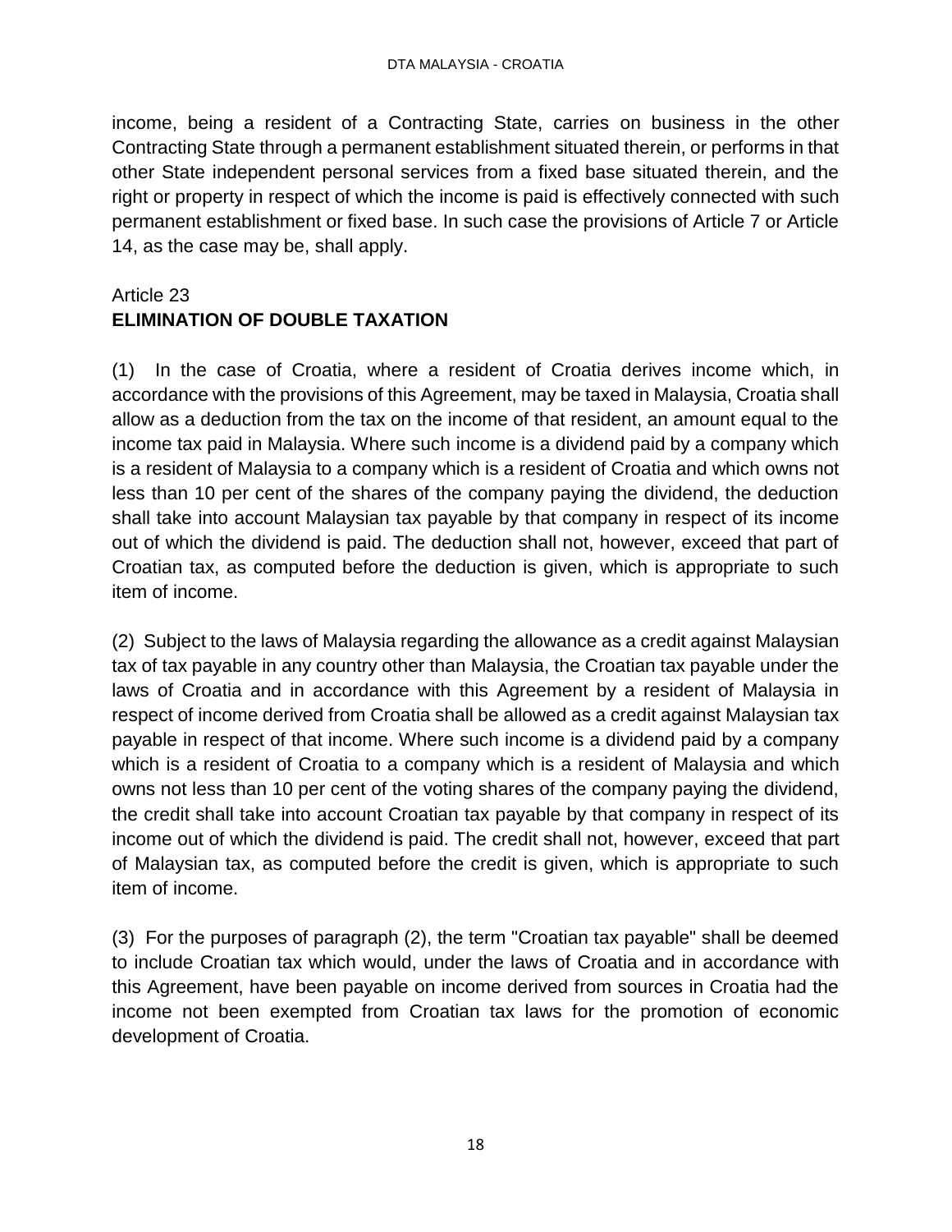income, being a resident of a Contracting State, carries on business in the other Contracting State through a permanent establishment situated therein, or performs in that other State independent personal services from a fixed base situated therein, and the right or property in respect of which the income is paid is effectively connected with such permanent establishment or fixed base. In such case the provisions of Article 7 or Article 14, as the case may be, shall apply.

## Article 23
## **ELIMINATION OF DOUBLE TAXATION**

(1) In the case of Croatia, where a resident of Croatia derives income which, in accordance with the provisions of this Agreement, may be taxed in Malaysia, Croatia shall allow as a deduction from the tax on the income of that resident, an amount equal to the income tax paid in Malaysia. Where such income is a dividend paid by a company which is a resident of Malaysia to a company which is a resident of Croatia and which owns not less than 10 per cent of the shares of the company paying the dividend, the deduction shall take into account Malaysian tax payable by that company in respect of its income out of which the dividend is paid. The deduction shall not, however, exceed that part of Croatian tax, as computed before the deduction is given, which is appropriate to such item of income.

(2) Subject to the laws of Malaysia regarding the allowance as a credit against Malaysian tax of tax payable in any country other than Malaysia, the Croatian tax payable under the laws of Croatia and in accordance with this Agreement by a resident of Malaysia in respect of income derived from Croatia shall be allowed as a credit against Malaysian tax payable in respect of that income. Where such income is a dividend paid by a company which is a resident of Croatia to a company which is a resident of Malaysia and which owns not less than 10 per cent of the voting shares of the company paying the dividend, the credit shall take into account Croatian tax payable by that company in respect of its income out of which the dividend is paid. The credit shall not, however, exceed that part of Malaysian tax, as computed before the credit is given, which is appropriate to such item of income.

(3) For the purposes of paragraph (2), the term "Croatian tax payable" shall be deemed to include Croatian tax which would, under the laws of Croatia and in accordance with this Agreement, have been payable on income derived from sources in Croatia had the income not been exempted from Croatian tax laws for the promotion of economic development of Croatia.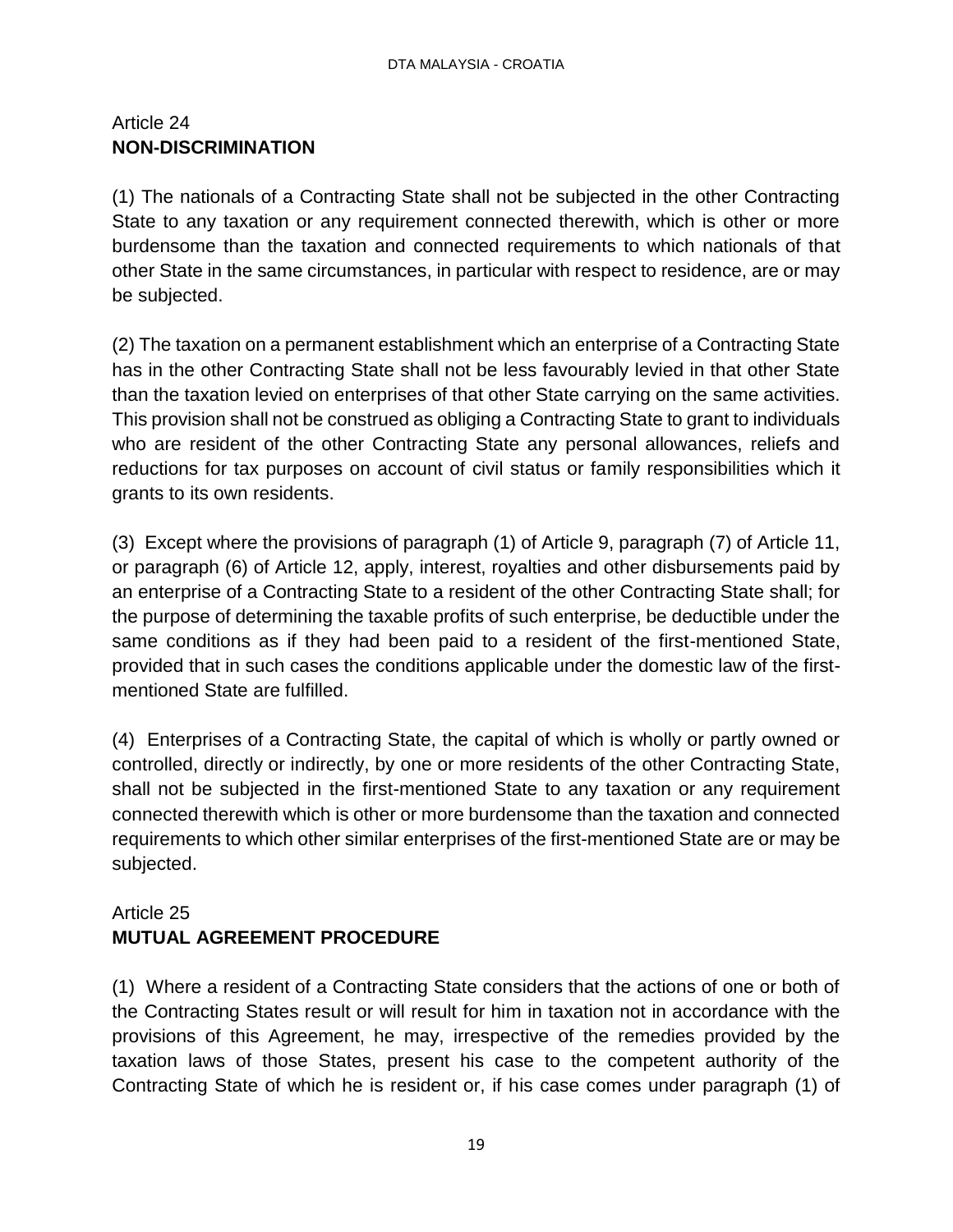Article 24
**NON-DISCRIMINATION**

(1) The nationals of a Contracting State shall not be subjected in the other Contracting State to any taxation or any requirement connected therewith, which is other or more burdensome than the taxation and connected requirements to which nationals of that other State in the same circumstances, in particular with respect to residence, are or may be subjected.

(2) The taxation on a permanent establishment which an enterprise of a Contracting State has in the other Contracting State shall not be less favourably levied in that other State than the taxation levied on enterprises of that other State carrying on the same activities. This provision shall not be construed as obliging a Contracting State to grant to individuals who are resident of the other Contracting State any personal allowances, reliefs and reductions for tax purposes on account of civil status or family responsibilities which it grants to its own residents.

(3) Except where the provisions of paragraph (1) of Article 9, paragraph (7) of Article 11, or paragraph (6) of Article 12, apply, interest, royalties and other disbursements paid by an enterprise of a Contracting State to a resident of the other Contracting State shall; for the purpose of determining the taxable profits of such enterprise, be deductible under the same conditions as if they had been paid to a resident of the first-mentioned State, provided that in such cases the conditions applicable under the domestic law of the first-mentioned State are fulfilled.

(4) Enterprises of a Contracting State, the capital of which is wholly or partly owned or controlled, directly or indirectly, by one or more residents of the other Contracting State, shall not be subjected in the first-mentioned State to any taxation or any requirement connected therewith which is other or more burdensome than the taxation and connected requirements to which other similar enterprises of the first-mentioned State are or may be subjected.

Article 25
**MUTUAL AGREEMENT PROCEDURE**

(1) Where a resident of a Contracting State considers that the actions of one or both of the Contracting States result or will result for him in taxation not in accordance with the provisions of this Agreement, he may, irrespective of the remedies provided by the taxation laws of those States, present his case to the competent authority of the Contracting State of which he is resident or, if his case comes under paragraph (1) of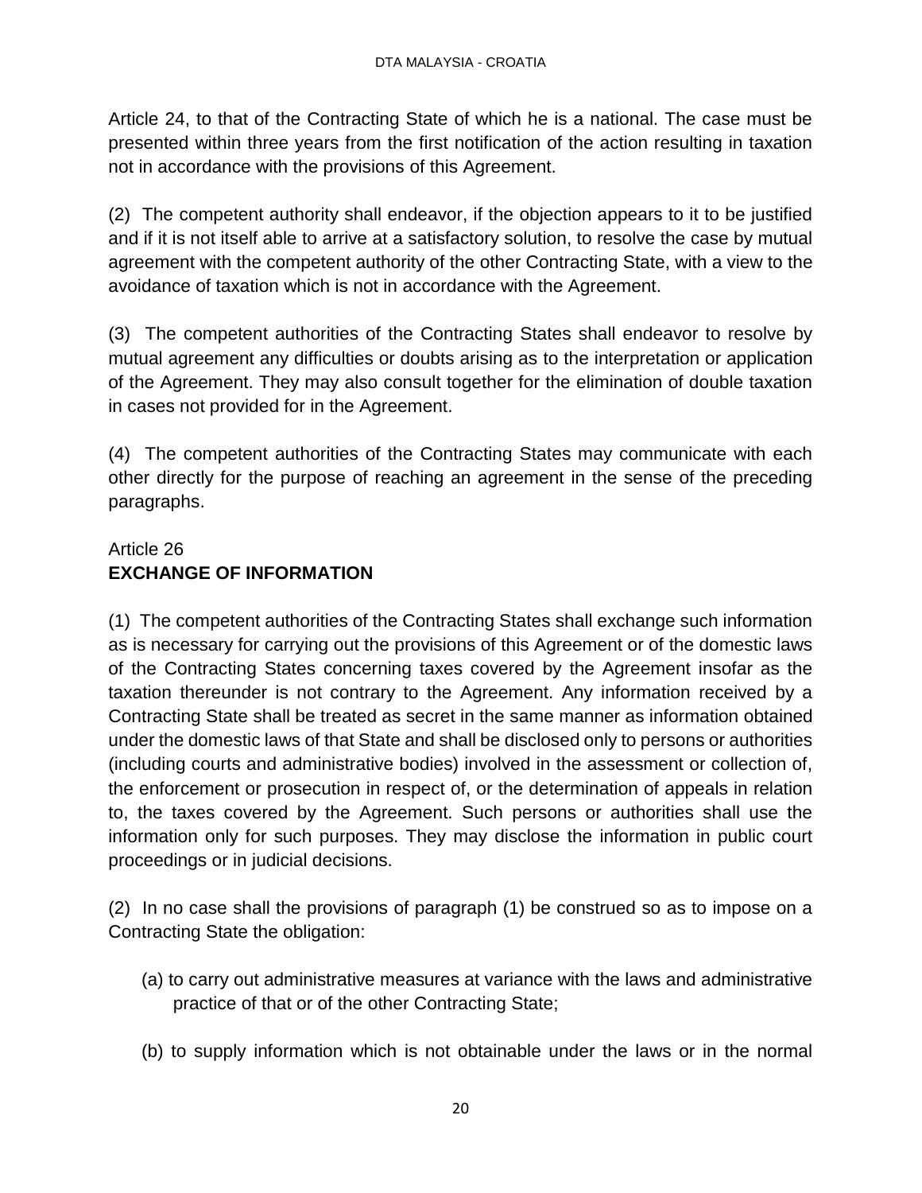Article 24, to that of the Contracting State of which he is a national. The case must be presented within three years from the first notification of the action resulting in taxation not in accordance with the provisions of this Agreement.

(2) The competent authority shall endeavor, if the objection appears to it to be justified and if it is not itself able to arrive at a satisfactory solution, to resolve the case by mutual agreement with the competent authority of the other Contracting State, with a view to the avoidance of taxation which is not in accordance with the Agreement.

(3) The competent authorities of the Contracting States shall endeavor to resolve by mutual agreement any difficulties or doubts arising as to the interpretation or application of the Agreement. They may also consult together for the elimination of double taxation in cases not provided for in the Agreement.

(4) The competent authorities of the Contracting States may communicate with each other directly for the purpose of reaching an agreement in the sense of the preceding paragraphs.

## Article 26
## **EXCHANGE OF INFORMATION**

(1) The competent authorities of the Contracting States shall exchange such information as is necessary for carrying out the provisions of this Agreement or of the domestic laws of the Contracting States concerning taxes covered by the Agreement insofar as the taxation thereunder is not contrary to the Agreement. Any information received by a Contracting State shall be treated as secret in the same manner as information obtained under the domestic laws of that State and shall be disclosed only to persons or authorities (including courts and administrative bodies) involved in the assessment or collection of, the enforcement or prosecution in respect of, or the determination of appeals in relation to, the taxes covered by the Agreement. Such persons or authorities shall use the information only for such purposes. They may disclose the information in public court proceedings or in judicial decisions.

(2) In no case shall the provisions of paragraph (1) be construed so as to impose on a Contracting State the obligation:

(a) to carry out administrative measures at variance with the laws and administrative practice of that or of the other Contracting State;

(b) to supply information which is not obtainable under the laws or in the normal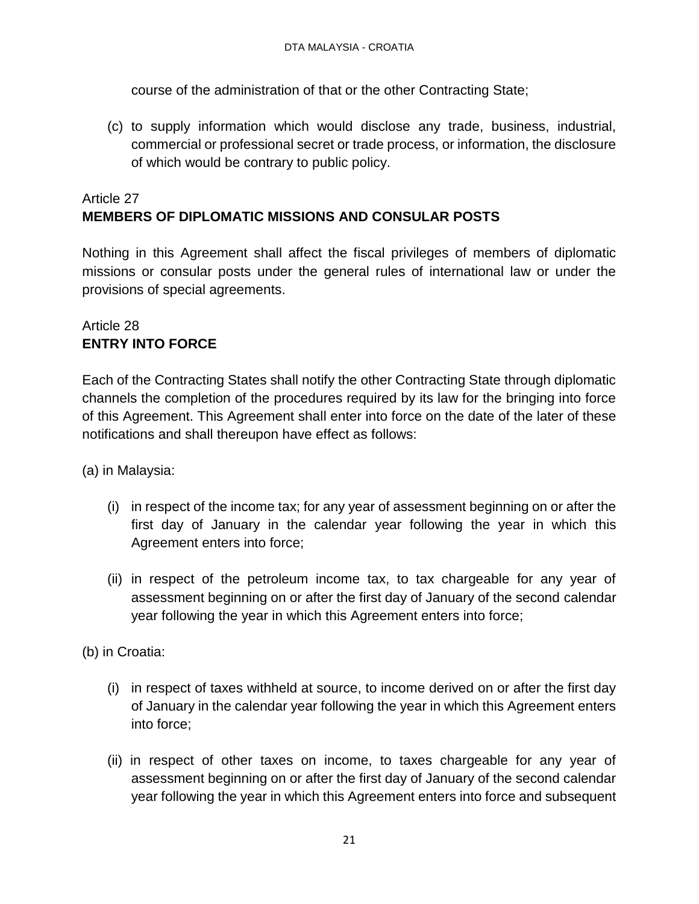course of the administration of that or the other Contracting State;

(c) to supply information which would disclose any trade, business, industrial, commercial or professional secret or trade process, or information, the disclosure of which would be contrary to public policy.

## Article 27
## MEMBERS OF DIPLOMATIC MISSIONS AND CONSULAR POSTS

Nothing in this Agreement shall affect the fiscal privileges of members of diplomatic missions or consular posts under the general rules of international law or under the provisions of special agreements.

## Article 28
## ENTRY INTO FORCE

Each of the Contracting States shall notify the other Contracting State through diplomatic channels the completion of the procedures required by its law for the bringing into force of this Agreement. This Agreement shall enter into force on the date of the later of these notifications and shall thereupon have effect as follows:

(a) in Malaysia:

(i) in respect of the income tax; for any year of assessment beginning on or after the first day of January in the calendar year following the year in which this Agreement enters into force;

(ii) in respect of the petroleum income tax, to tax chargeable for any year of assessment beginning on or after the first day of January of the second calendar year following the year in which this Agreement enters into force;

(b) in Croatia:

(i) in respect of taxes withheld at source, to income derived on or after the first day of January in the calendar year following the year in which this Agreement enters into force;

(ii) in respect of other taxes on income, to taxes chargeable for any year of assessment beginning on or after the first day of January of the second calendar year following the year in which this Agreement enters into force and subsequent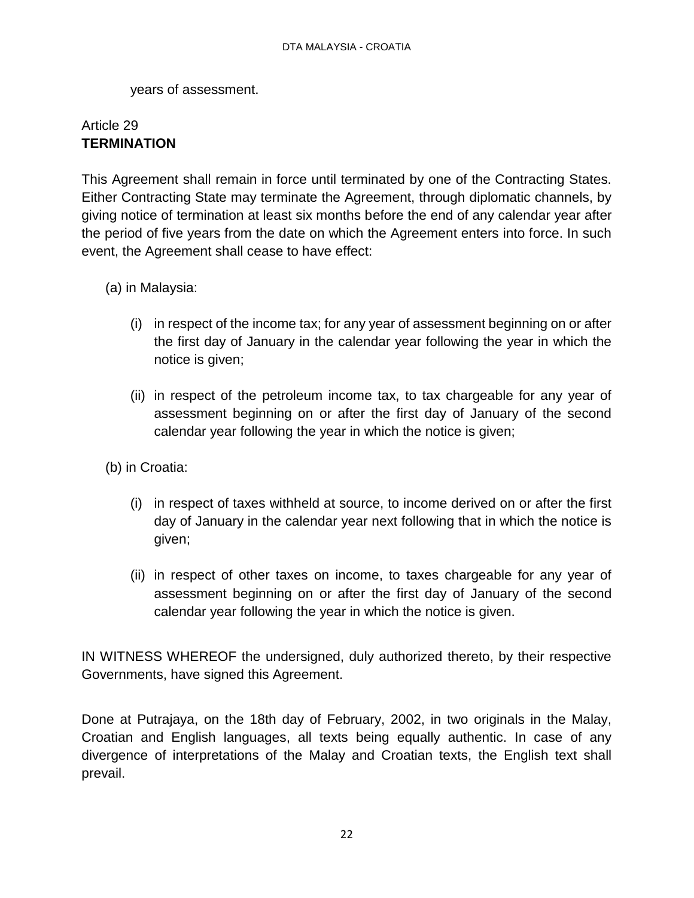years of assessment.

## Article 29
## **TERMINATION**

This Agreement shall remain in force until terminated by one of the Contracting States. Either Contracting State may terminate the Agreement, through diplomatic channels, by giving notice of termination at least six months before the end of any calendar year after the period of five years from the date on which the Agreement enters into force. In such event, the Agreement shall cease to have effect:

(a) in Malaysia:

(i) in respect of the income tax; for any year of assessment beginning on or after the first day of January in the calendar year following the year in which the notice is given;

(ii) in respect of the petroleum income tax, to tax chargeable for any year of assessment beginning on or after the first day of January of the second calendar year following the year in which the notice is given;

(b) in Croatia:

(i) in respect of taxes withheld at source, to income derived on or after the first day of January in the calendar year next following that in which the notice is given;

(ii) in respect of other taxes on income, to taxes chargeable for any year of assessment beginning on or after the first day of January of the second calendar year following the year in which the notice is given.

IN WITNESS WHEREOF the undersigned, duly authorized thereto, by their respective Governments, have signed this Agreement.

Done at Putrajaya, on the 18th day of February, 2002, in two originals in the Malay, Croatian and English languages, all texts being equally authentic. In case of any divergence of interpretations of the Malay and Croatian texts, the English text shall prevail.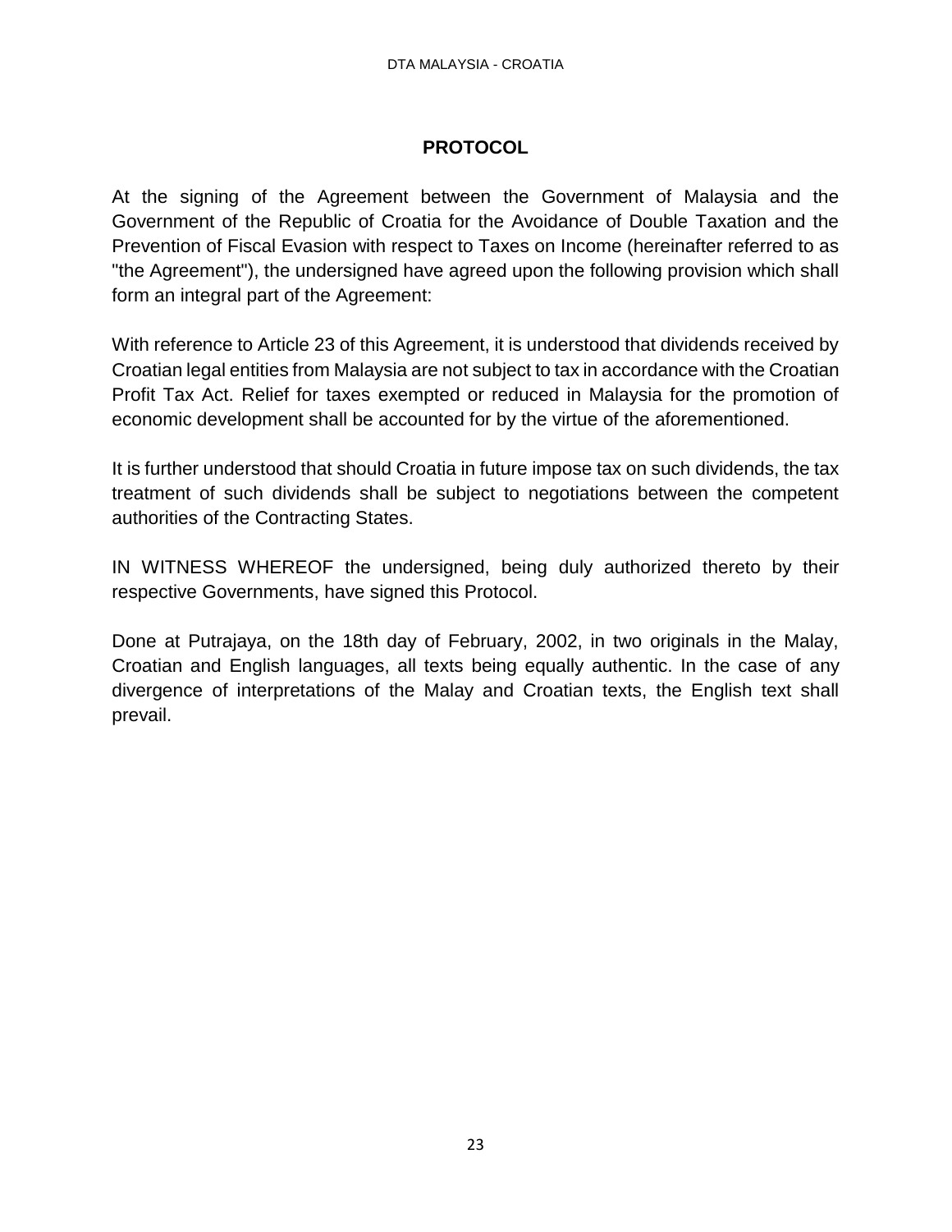# PROTOCOL

At the signing of the Agreement between the Government of Malaysia and the Government of the Republic of Croatia for the Avoidance of Double Taxation and the Prevention of Fiscal Evasion with respect to Taxes on Income (hereinafter referred to as "the Agreement"), the undersigned have agreed upon the following provision which shall form an integral part of the Agreement:

With reference to Article 23 of this Agreement, it is understood that dividends received by Croatian legal entities from Malaysia are not subject to tax in accordance with the Croatian Profit Tax Act. Relief for taxes exempted or reduced in Malaysia for the promotion of economic development shall be accounted for by the virtue of the aforementioned.

It is further understood that should Croatia in future impose tax on such dividends, the tax treatment of such dividends shall be subject to negotiations between the competent authorities of the Contracting States.

IN WITNESS WHEREOF the undersigned, being duly authorized thereto by their respective Governments, have signed this Protocol.

Done at Putrajaya, on the 18th day of February, 2002, in two originals in the Malay, Croatian and English languages, all texts being equally authentic. In the case of any divergence of interpretations of the Malay and Croatian texts, the English text shall prevail.